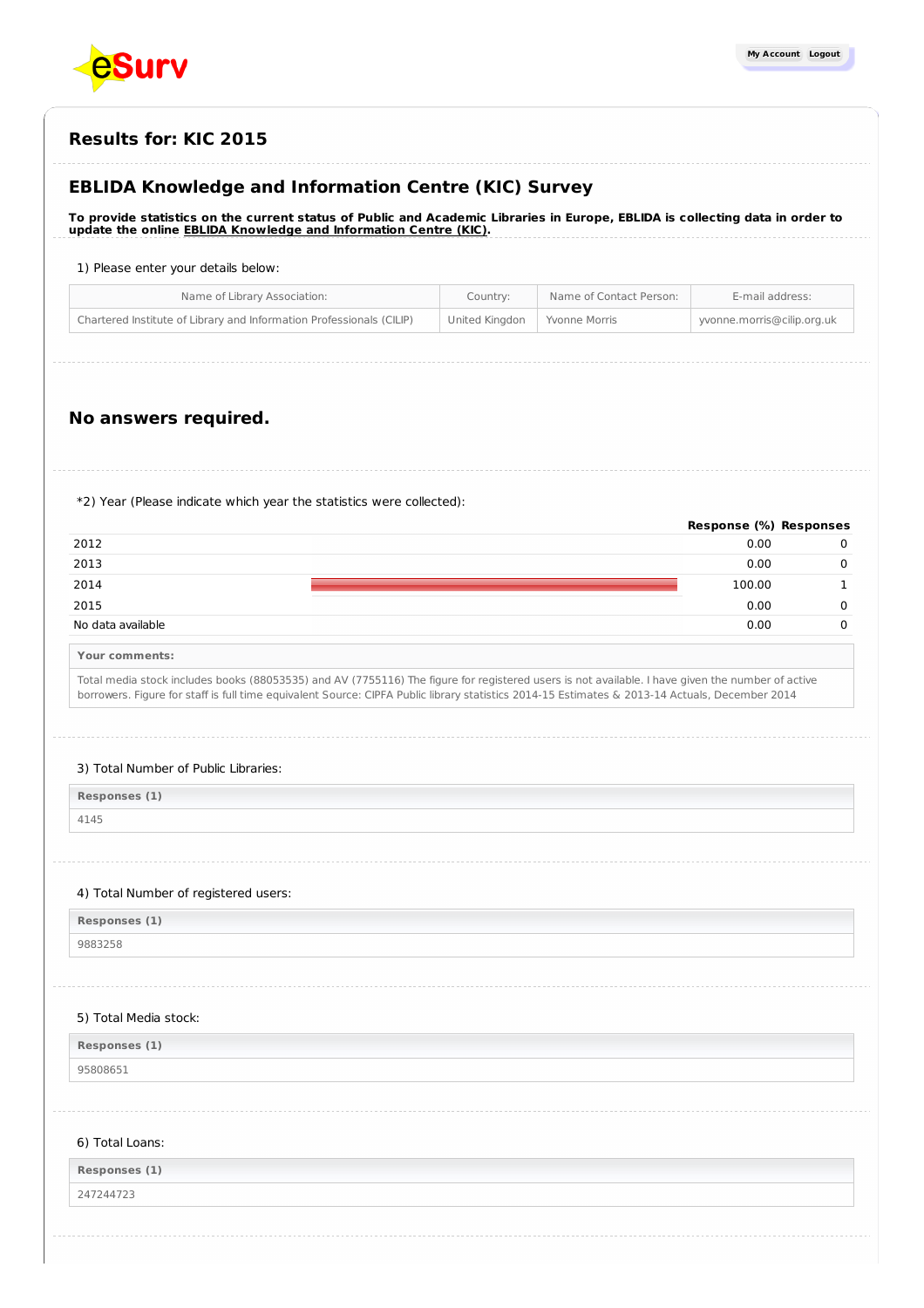## Results for: KIC 2015

## EBLIDA Knowledge and Information Centre (KIC) Survey

**To provide statistics on the current status of Public and Academic Libraries in Europe, EBLIDA is collecting data in order to update the online EBLIDA Knowledge and Information Centre (KIC).**

1) Please enter your details below:

| Name of Library Association: | Country: | Name of Contact Person: | E-mail address: |
|---|---|---|---|
| Chartered Institute of Library and Information Professionals (CILIP) | United Kingdon | Yvonne Morris | yvonne.morris@cilip.org.uk |

## No answers required.

*2) Year (Please indicate which year the statistics were collected):

| | Response (%) | Responses |
|---|---|---|
| 2012 | 0.00 | 0 |
| 2013 | 0.00 | 0 |
| 2014 | 100.00 | 1 |
| 2015 | 0.00 | 0 |
| No data available | 0.00 | 0 |

**Your comments:**

Total media stock includes books (88053535) and AV (7755116) The figure for registered users is not available. I have given the number of active borrowers. Figure for staff is full time equivalent Source: CIPFA Public library statistics 2014-15 Estimates & 2013-14 Actuals, December 2014

3) Total Number of Public Libraries:

| Responses (1) |
|---|
| 4145 |

4) Total Number of registered users:

| Responses (1) |
|---|
| 9883258 |

5) Total Media stock:

| Responses (1) |
|---|
| 95808651 |

6) Total Loans:

| Responses (1) |
|---|
| 247244723 |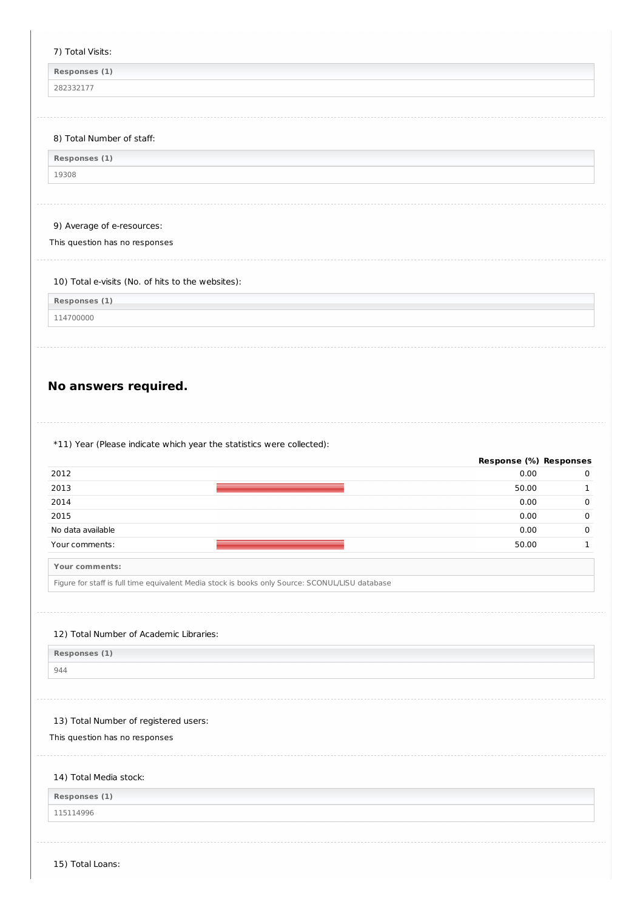7) Total Visits:

| Responses (1) |
| --- |
| 282332177 |

8) Total Number of staff:

| Responses (1) |
| --- |
| 19308 |

9) Average of e-resources:

This question has no responses

10) Total e-visits (No. of hits to the websites):

| Responses (1) |
| --- |
| 114700000 |

## No answers required.

*11) Year (Please indicate which year the statistics were collected):

| | Response (%) | Responses |
| --- | --- | --- |
| 2012 | 0.00 | 0 |
| 2013 | 50.00 | 1 |
| 2014 | 0.00 | 0 |
| 2015 | 0.00 | 0 |
| No data available | 0.00 | 0 |
| Your comments: | 50.00 | 1 |

| Your comments: |
| --- |
| Figure for staff is full time equivalent Media stock is books only Source: SCONUL/LISU database |

12) Total Number of Academic Libraries:

| Responses (1) |
| --- |
| 944 |

13) Total Number of registered users:

This question has no responses

14) Total Media stock:

| Responses (1) |
| --- |
| 115114996 |

15) Total Loans: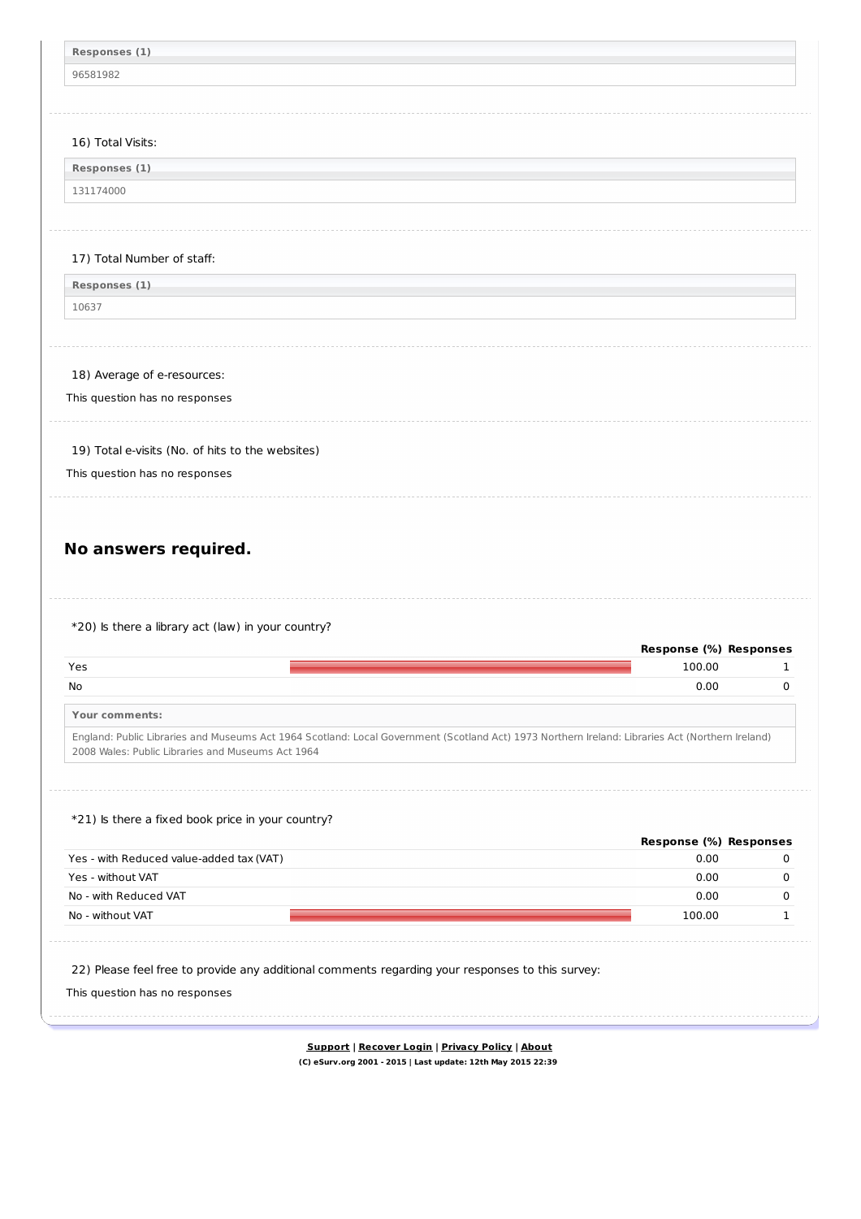| Responses (1) |
| --- |
| 96581982 |

16) Total Visits:

| Responses (1) |
| --- |
| 131174000 |

17) Total Number of staff:

| Responses (1) |
| --- |
| 10637 |

18) Average of e-resources:

This question has no responses

19) Total e-visits (No. of hits to the websites)

This question has no responses

## No answers required.

*20) Is there a library act (law) in your country?

| | Response (%) | Responses |
| --- | --- | --- |
| Yes | 100.00 | 1 |
| No | 0.00 | 0 |

| Your comments: |
| --- |
| England: Public Libraries and Museums Act 1964 Scotland: Local Government (Scotland Act) 1973 Northern Ireland: Libraries Act (Northern Ireland) 2008 Wales: Public Libraries and Museums Act 1964 |

*21) Is there a fixed book price in your country?

| | Response (%) | Responses |
| --- | --- | --- |
| Yes - with Reduced value-added tax (VAT) | 0.00 | 0 |
| Yes - without VAT | 0.00 | 0 |
| No - with Reduced VAT | 0.00 | 0 |
| No - without VAT | 100.00 | 1 |

22) Please feel free to provide any additional comments regarding your responses to this survey:

This question has no responses

**Support** | **Recover Login** | **Privacy Policy** | **About**

**(C) eSurv.org 2001 - 2015 | Last update: 12th May 2015 22:39**